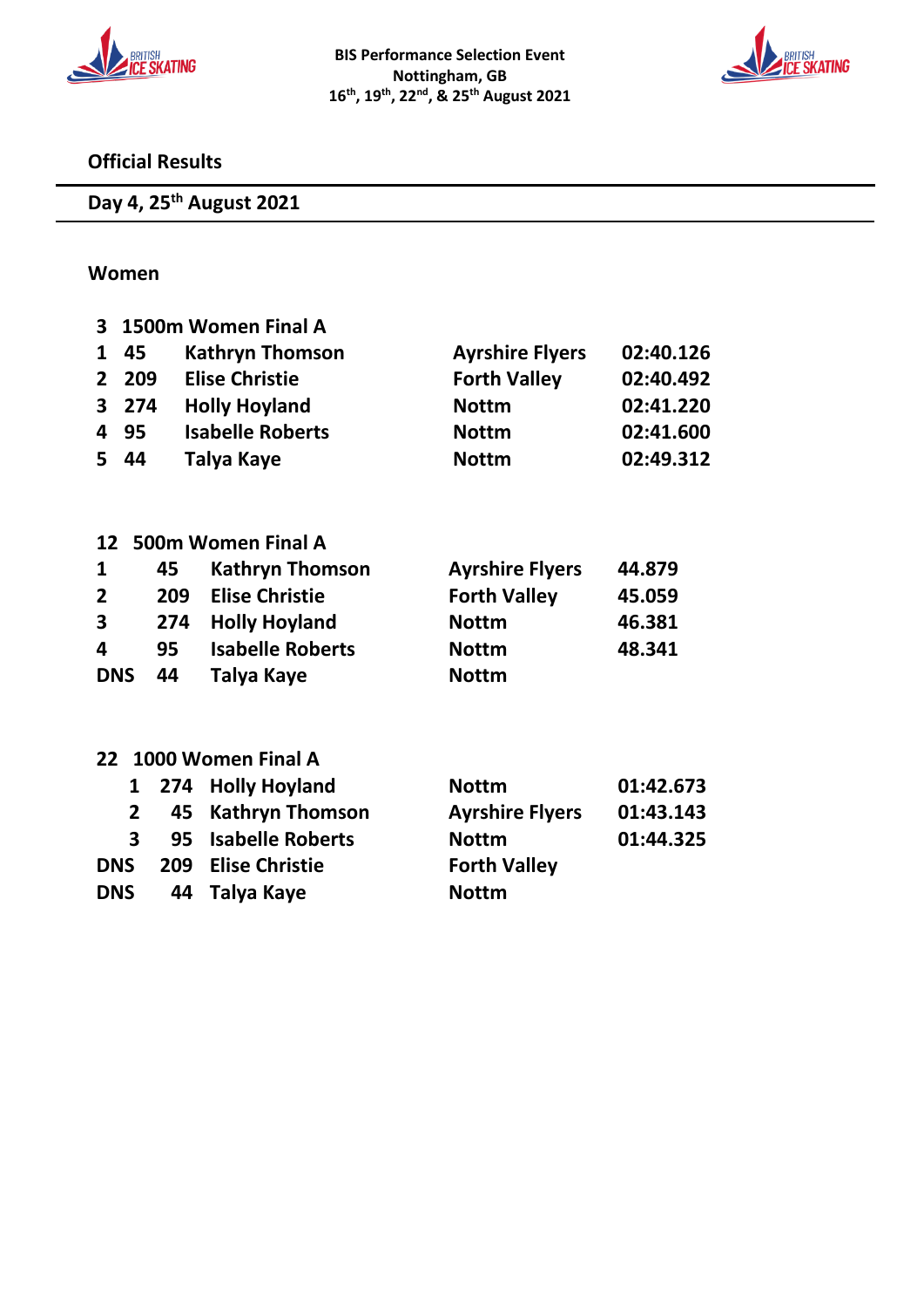**BIS Performance Selection Event**
**Nottingham, GB**
**16th, 19th, 22nd, & 25th August 2021**

## Official Results

## Day 4, 25th August 2021

### Women

**3 1500m Women Final A**

| Place | No. | Name | Club | Time |
|---|---|---|---|---|
| 1 | 45 | Kathryn Thomson | Ayrshire Flyers | 02:40.126 |
| 2 | 209 | Elise Christie | Forth Valley | 02:40.492 |
| 3 | 274 | Holly Hoyland | Nottm | 02:41.220 |
| 4 | 95 | Isabelle Roberts | Nottm | 02:41.600 |
| 5 | 44 | Talya Kaye | Nottm | 02:49.312 |

**12 500m Women Final A**

| Place | No. | Name | Club | Time |
|---|---|---|---|---|
| 1 | 45 | Kathryn Thomson | Ayrshire Flyers | 44.879 |
| 2 | 209 | Elise Christie | Forth Valley | 45.059 |
| 3 | 274 | Holly Hoyland | Nottm | 46.381 |
| 4 | 95 | Isabelle Roberts | Nottm | 48.341 |
| DNS | 44 | Talya Kaye | Nottm | |

**22 1000 Women Final A**

| Place | No. | Name | Club | Time |
|---|---|---|---|---|
| 1 | 274 | Holly Hoyland | Nottm | 01:42.673 |
| 2 | 45 | Kathryn Thomson | Ayrshire Flyers | 01:43.143 |
| 3 | 95 | Isabelle Roberts | Nottm | 01:44.325 |
| DNS | 209 | Elise Christie | Forth Valley | |
| DNS | 44 | Talya Kaye | Nottm | |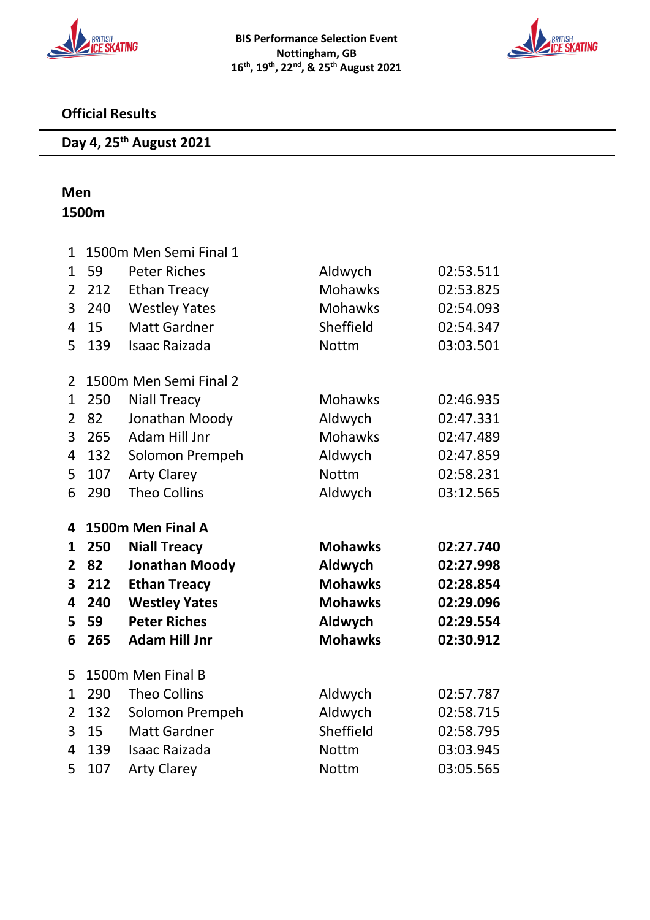**BIS Performance Selection Event**
**Nottingham, GB**
**16th, 19th, 22nd, & 25th August 2021**

## Official Results

### Day 4, 25th August 2021

**Men**
**1500m**

1 1500m Men Semi Final 1

| | | | | |
|---|---|---|---|---|
| 1 | 59 | Peter Riches | Aldwych | 02:53.511 |
| 2 | 212 | Ethan Treacy | Mohawks | 02:53.825 |
| 3 | 240 | Westley Yates | Mohawks | 02:54.093 |
| 4 | 15 | Matt Gardner | Sheffield | 02:54.347 |
| 5 | 139 | Isaac Raizada | Nottm | 03:03.501 |

2 1500m Men Semi Final 2

| | | | | |
|---|---|---|---|---|
| 1 | 250 | Niall Treacy | Mohawks | 02:46.935 |
| 2 | 82 | Jonathan Moody | Aldwych | 02:47.331 |
| 3 | 265 | Adam Hill Jnr | Mohawks | 02:47.489 |
| 4 | 132 | Solomon Prempeh | Aldwych | 02:47.859 |
| 5 | 107 | Arty Clarey | Nottm | 02:58.231 |
| 6 | 290 | Theo Collins | Aldwych | 03:12.565 |

**4 1500m Men Final A**

| | | | | |
|---|---|---|---|---|
| **1** | **250** | **Niall Treacy** | **Mohawks** | **02:27.740** |
| **2** | **82** | **Jonathan Moody** | **Aldwych** | **02:27.998** |
| **3** | **212** | **Ethan Treacy** | **Mohawks** | **02:28.854** |
| **4** | **240** | **Westley Yates** | **Mohawks** | **02:29.096** |
| **5** | **59** | **Peter Riches** | **Aldwych** | **02:29.554** |
| **6** | **265** | **Adam Hill Jnr** | **Mohawks** | **02:30.912** |

5 1500m Men Final B

| | | | | |
|---|---|---|---|---|
| 1 | 290 | Theo Collins | Aldwych | 02:57.787 |
| 2 | 132 | Solomon Prempeh | Aldwych | 02:58.715 |
| 3 | 15 | Matt Gardner | Sheffield | 02:58.795 |
| 4 | 139 | Isaac Raizada | Nottm | 03:03.945 |
| 5 | 107 | Arty Clarey | Nottm | 03:05.565 |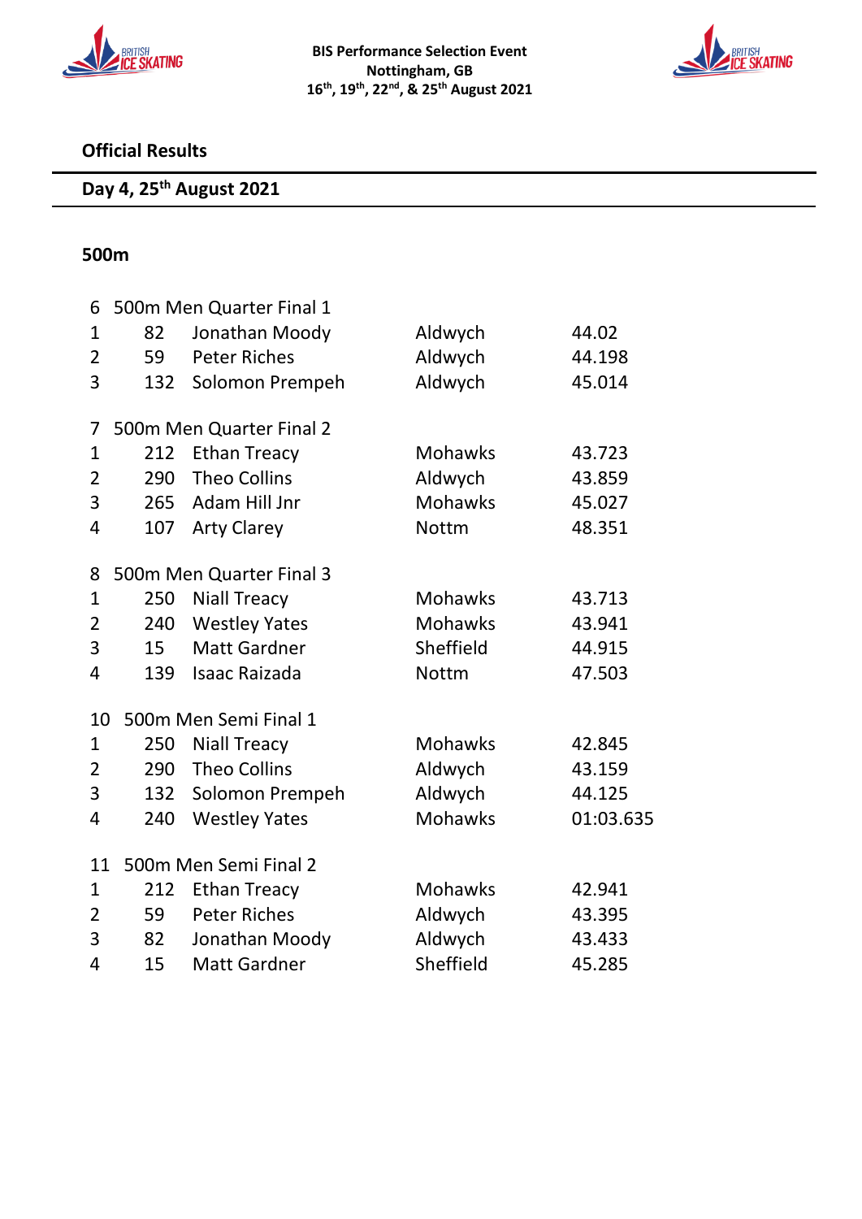BIS Performance Selection Event
Nottingham, GB
16th, 19th, 22nd, & 25th August 2021

## Official Results

### Day 4, 25th August 2021

### 500m

**6 500m Men Quarter Final 1**

| | | | | |
|---|---|---|---|---|
| 1 | 82 | Jonathan Moody | Aldwych | 44.02 |
| 2 | 59 | Peter Riches | Aldwych | 44.198 |
| 3 | 132 | Solomon Prempeh | Aldwych | 45.014 |

**7 500m Men Quarter Final 2**

| | | | | |
|---|---|---|---|---|
| 1 | 212 | Ethan Treacy | Mohawks | 43.723 |
| 2 | 290 | Theo Collins | Aldwych | 43.859 |
| 3 | 265 | Adam Hill Jnr | Mohawks | 45.027 |
| 4 | 107 | Arty Clarey | Nottm | 48.351 |

**8 500m Men Quarter Final 3**

| | | | | |
|---|---|---|---|---|
| 1 | 250 | Niall Treacy | Mohawks | 43.713 |
| 2 | 240 | Westley Yates | Mohawks | 43.941 |
| 3 | 15 | Matt Gardner | Sheffield | 44.915 |
| 4 | 139 | Isaac Raizada | Nottm | 47.503 |

**10 500m Men Semi Final 1**

| | | | | |
|---|---|---|---|---|
| 1 | 250 | Niall Treacy | Mohawks | 42.845 |
| 2 | 290 | Theo Collins | Aldwych | 43.159 |
| 3 | 132 | Solomon Prempeh | Aldwych | 44.125 |
| 4 | 240 | Westley Yates | Mohawks | 01:03.635 |

**11 500m Men Semi Final 2**

| | | | | |
|---|---|---|---|---|
| 1 | 212 | Ethan Treacy | Mohawks | 42.941 |
| 2 | 59 | Peter Riches | Aldwych | 43.395 |
| 3 | 82 | Jonathan Moody | Aldwych | 43.433 |
| 4 | 15 | Matt Gardner | Sheffield | 45.285 |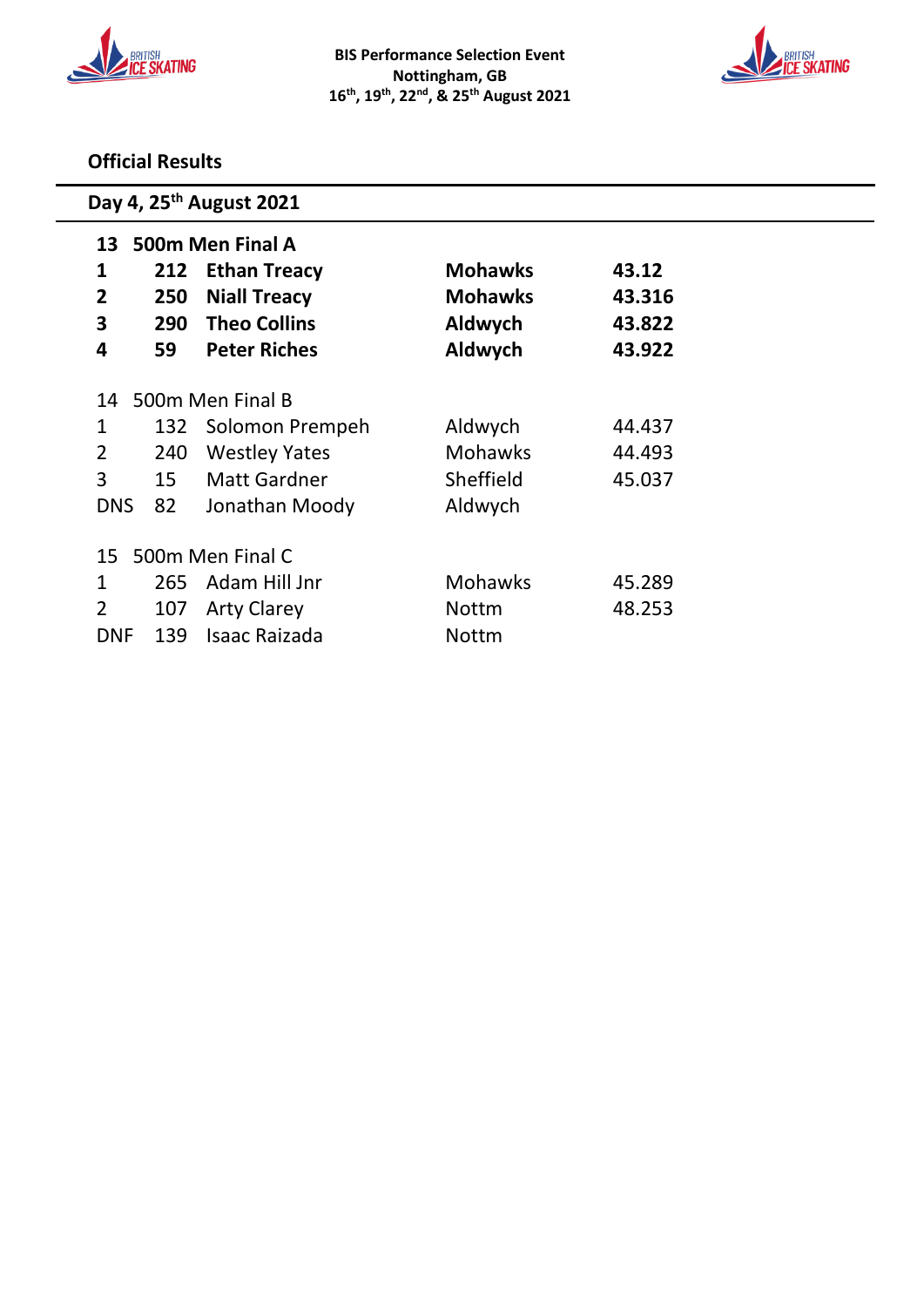BIS Performance Selection Event
Nottingham, GB
16th, 19th, 22nd, & 25th August 2021

## Official Results

### Day 4, 25th August 2021

**13 500m Men Final A**

| | | | | |
|---|---|---|---|---|
| **1** | **212** | **Ethan Treacy** | **Mohawks** | **43.12** |
| **2** | **250** | **Niall Treacy** | **Mohawks** | **43.316** |
| **3** | **290** | **Theo Collins** | **Aldwych** | **43.822** |
| **4** | **59** | **Peter Riches** | **Aldwych** | **43.922** |

14 500m Men Final B

| | | | | |
|---|---|---|---|---|
| 1 | 132 | Solomon Prempeh | Aldwych | 44.437 |
| 2 | 240 | Westley Yates | Mohawks | 44.493 |
| 3 | 15 | Matt Gardner | Sheffield | 45.037 |
| DNS | 82 | Jonathan Moody | Aldwych | |

15 500m Men Final C

| | | | | |
|---|---|---|---|---|
| 1 | 265 | Adam Hill Jnr | Mohawks | 45.289 |
| 2 | 107 | Arty Clarey | Nottm | 48.253 |
| DNF | 139 | Isaac Raizada | Nottm | |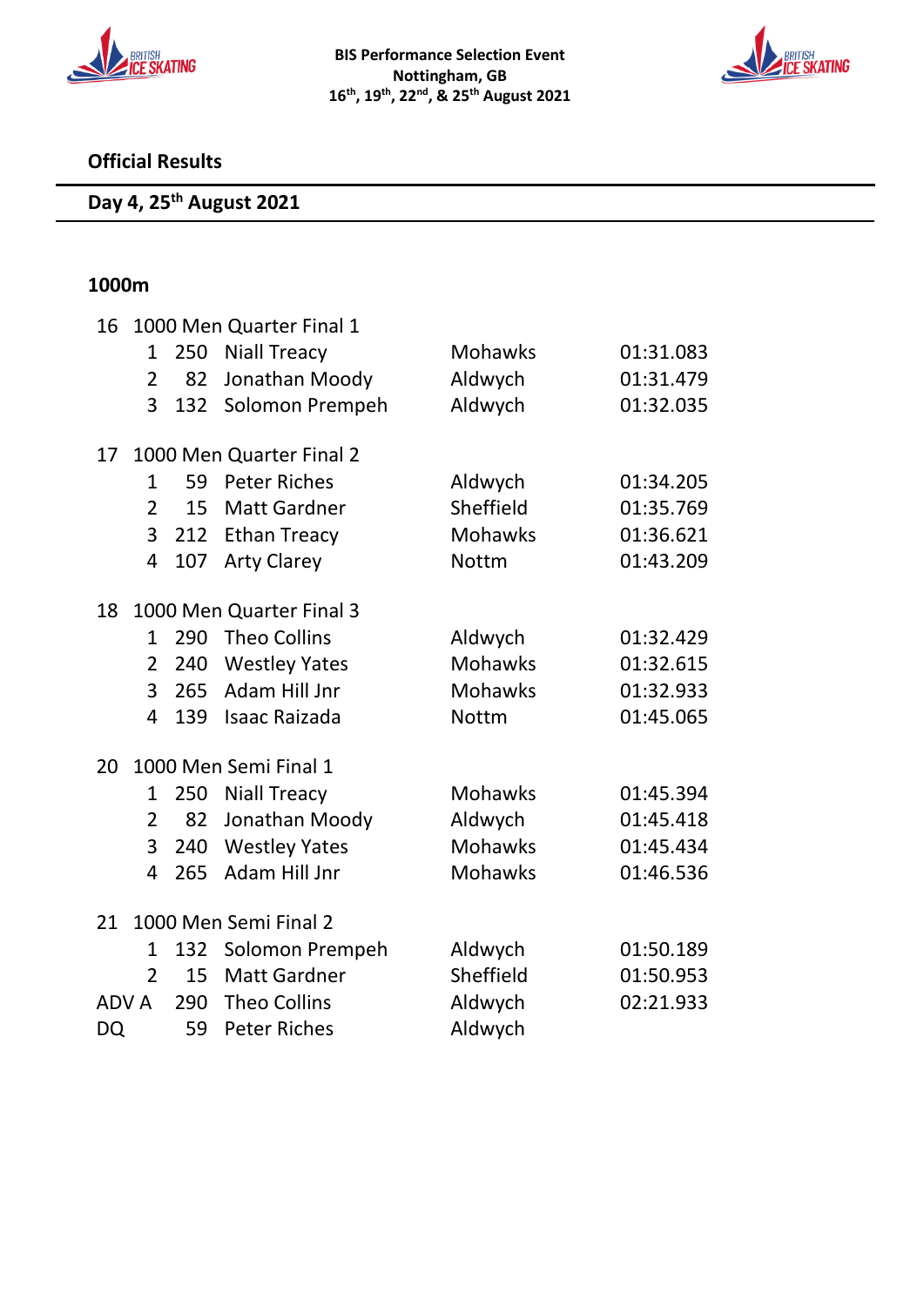**BIS Performance Selection Event**
**Nottingham, GB**
**16th, 19th, 22nd, & 25th August 2021**

## Official Results

### Day 4, 25th August 2021

### 1000m

| | | | | | |
|---|---|---|---|---|---|
| 16 | 1000 Men Quarter Final 1 | | | | |
| | 1 | 250 | Niall Treacy | Mohawks | 01:31.083 |
| | 2 | 82 | Jonathan Moody | Aldwych | 01:31.479 |
| | 3 | 132 | Solomon Prempeh | Aldwych | 01:32.035 |
| 17 | 1000 Men Quarter Final 2 | | | | |
| | 1 | 59 | Peter Riches | Aldwych | 01:34.205 |
| | 2 | 15 | Matt Gardner | Sheffield | 01:35.769 |
| | 3 | 212 | Ethan Treacy | Mohawks | 01:36.621 |
| | 4 | 107 | Arty Clarey | Nottm | 01:43.209 |
| 18 | 1000 Men Quarter Final 3 | | | | |
| | 1 | 290 | Theo Collins | Aldwych | 01:32.429 |
| | 2 | 240 | Westley Yates | Mohawks | 01:32.615 |
| | 3 | 265 | Adam Hill Jnr | Mohawks | 01:32.933 |
| | 4 | 139 | Isaac Raizada | Nottm | 01:45.065 |
| 20 | 1000 Men Semi Final 1 | | | | |
| | 1 | 250 | Niall Treacy | Mohawks | 01:45.394 |
| | 2 | 82 | Jonathan Moody | Aldwych | 01:45.418 |
| | 3 | 240 | Westley Yates | Mohawks | 01:45.434 |
| | 4 | 265 | Adam Hill Jnr | Mohawks | 01:46.536 |
| 21 | 1000 Men Semi Final 2 | | | | |
| | 1 | 132 | Solomon Prempeh | Aldwych | 01:50.189 |
| | 2 | 15 | Matt Gardner | Sheffield | 01:50.953 |
| ADV A | | 290 | Theo Collins | Aldwych | 02:21.933 |
| DQ | | 59 | Peter Riches | Aldwych | |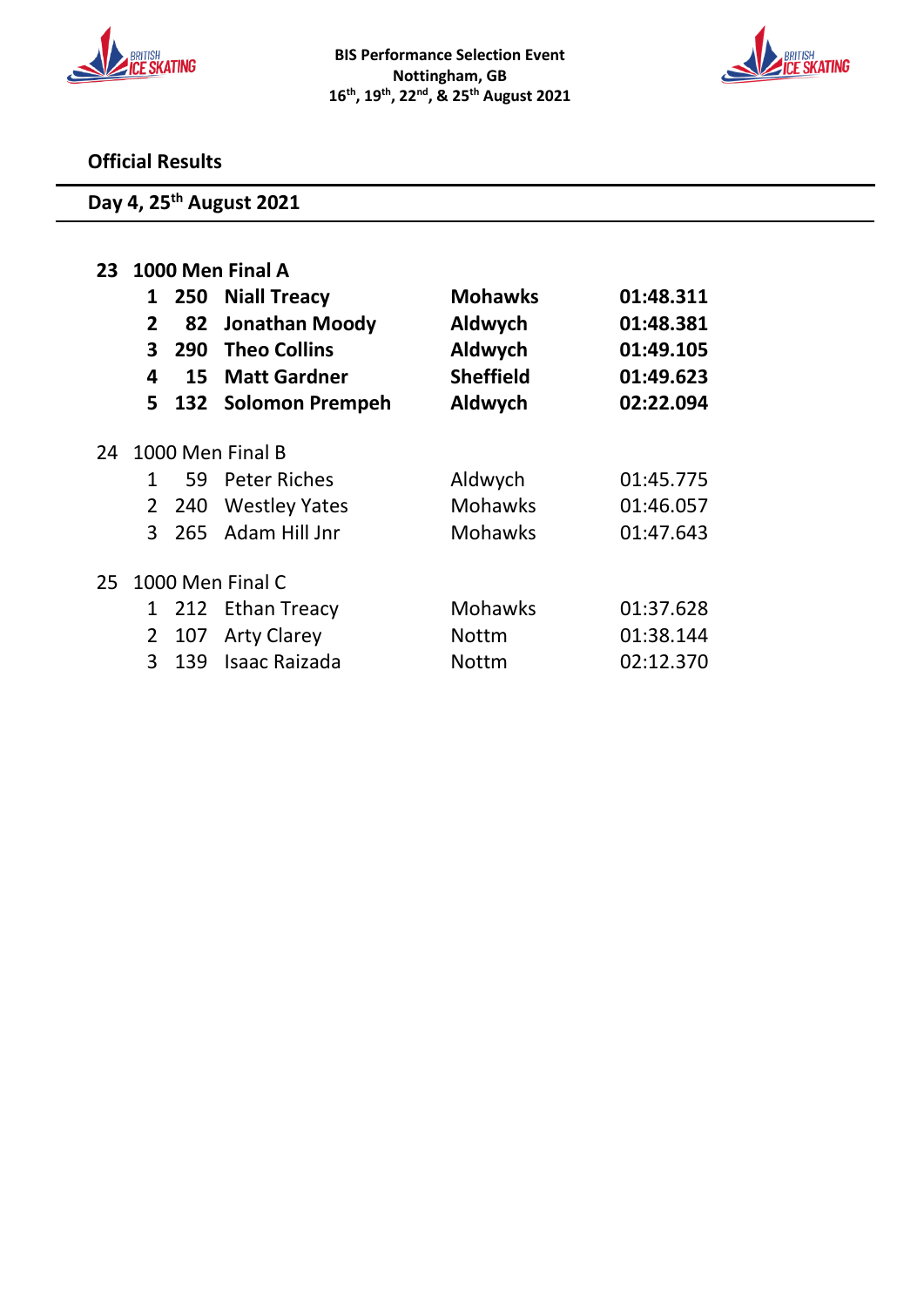**BIS Performance Selection Event**
**Nottingham, GB**
**16th, 19th, 22nd, & 25th August 2021**

## Official Results

## Day 4, 25th August 2021

**23 1000 Men Final A**

| | | | | |
|---|---|---|---|---|
| **1** | **250** | **Niall Treacy** | **Mohawks** | **01:48.311** |
| **2** | **82** | **Jonathan Moody** | **Aldwych** | **01:48.381** |
| **3** | **290** | **Theo Collins** | **Aldwych** | **01:49.105** |
| **4** | **15** | **Matt Gardner** | **Sheffield** | **01:49.623** |
| **5** | **132** | **Solomon Prempeh** | **Aldwych** | **02:22.094** |

24 1000 Men Final B

| | | | | |
|---|---|---|---|---|
| 1 | 59 | Peter Riches | Aldwych | 01:45.775 |
| 2 | 240 | Westley Yates | Mohawks | 01:46.057 |
| 3 | 265 | Adam Hill Jnr | Mohawks | 01:47.643 |

25 1000 Men Final C

| | | | | |
|---|---|---|---|---|
| 1 | 212 | Ethan Treacy | Mohawks | 01:37.628 |
| 2 | 107 | Arty Clarey | Nottm | 01:38.144 |
| 3 | 139 | Isaac Raizada | Nottm | 02:12.370 |